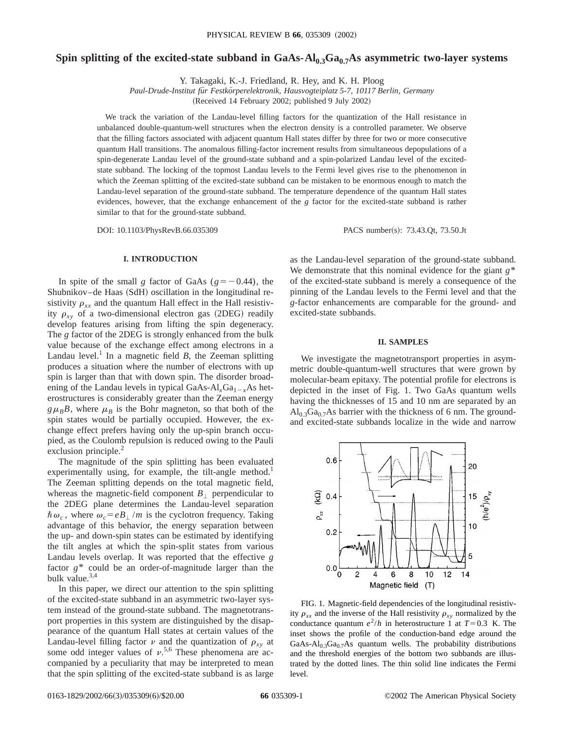# Spin splitting of the excited-state subband in GaAs-$Al_{0.3}Ga_{0.7}As$ asymmetric two-layer systems

Y. Takagaki, K.-J. Friedland, R. Hey, and K. H. Ploog

*Paul-Drude-Institut für Festkörperelektronik, Hausvogteiplatz 5-7, 10117 Berlin, Germany*

(Received 14 February 2002; published 9 July 2002)

We track the variation of the Landau-level filling factors for the quantization of the Hall resistance in unbalanced double-quantum-well structures when the electron density is a controlled parameter. We observe that the filling factors associated with adjacent quantum Hall states differ by three for two or more consecutive quantum Hall transitions. The anomalous filling-factor increment results from simultaneous depopulations of a spin-degenerate Landau level of the ground-state subband and a spin-polarized Landau level of the excited-state subband. The locking of the topmost Landau levels to the Fermi level gives rise to the phenomenon in which the Zeeman splitting of the excited-state subband can be mistaken to be enormous enough to match the Landau-level separation of the ground-state subband. The temperature dependence of the quantum Hall states evidences, however, that the exchange enhancement of the $g$ factor for the excited-state subband is rather similar to that for the ground-state subband.

DOI: 10.1103/PhysRevB.66.035309 PACS number(s): 73.43.Qt, 73.50.Jt

## I. INTRODUCTION

In spite of the small $g$ factor of GaAs ($g=-0.44$), the Shubnikov–de Haas (SdH) oscillation in the longitudinal resistivity $\rho_{xx}$ and the quantum Hall effect in the Hall resistivity $\rho_{xy}$ of a two-dimensional electron gas (2DEG) readily develop features arising from lifting the spin degeneracy. The $g$ factor of the 2DEG is strongly enhanced from the bulk value because of the exchange effect among electrons in a Landau level.[1] In a magnetic field $B$, the Zeeman splitting produces a situation where the number of electrons with up spin is larger than that with down spin. The disorder broadening of the Landau levels in typical GaAs-$Al_xGa_{1-x}As$ heterostructures is considerably greater than the Zeeman energy $g\mu_B B$, where $\mu_B$ is the Bohr magneton, so that both of the spin states would be partially occupied. However, the exchange effect prefers having only the up-spin branch occupied, as the Coulomb repulsion is reduced owing to the Pauli exclusion principle.[2]

The magnitude of the spin splitting has been evaluated experimentally using, for example, the tilt-angle method.[1] The Zeeman splitting depends on the total magnetic field, whereas the magnetic-field component $B_\perp$ perpendicular to the 2DEG plane determines the Landau-level separation $\hbar\omega_c$, where $\omega_c = eB_\perp/m$ is the cyclotron frequency. Taking advantage of this behavior, the energy separation between the up- and down-spin states can be estimated by identifying the tilt angles at which the spin-split states from various Landau levels overlap. It was reported that the effective $g$ factor $g^*$ could be an order-of-magnitude larger than the bulk value.[3,4]

In this paper, we direct our attention to the spin splitting of the excited-state subband in an asymmetric two-layer system instead of the ground-state subband. The magnetotransport properties in this system are distinguished by the disappearance of the quantum Hall states at certain values of the Landau-level filling factor $\nu$ and the quantization of $\rho_{xy}$ at some odd integer values of $\nu$.[5,6] These phenomena are accompanied by a peculiarity that may be interpreted to mean that the spin splitting of the excited-state subband is as large as the Landau-level separation of the ground-state subband. We demonstrate that this nominal evidence for the giant $g^*$ of the excited-state subband is merely a consequence of the pinning of the Landau levels to the Fermi level and that the $g$-factor enhancements are comparable for the ground- and excited-state subbands.

## II. SAMPLES

We investigate the magnetotransport properties in asymmetric double-quantum-well structures that were grown by molecular-beam epitaxy. The potential profile for electrons is depicted in the inset of Fig. 1. Two GaAs quantum wells having the thicknesses of 15 and 10 nm are separated by an $Al_{0.3}Ga_{0.7}As$ barrier with the thickness of 6 nm. The ground- and excited-state subbands localize in the wide and narrow

FIG. 1. Magnetic-field dependencies of the longitudinal resistivity $\rho_{xx}$ and the inverse of the Hall resistivity $\rho_{xy}$ normalized by the conductance quantum $e^2/h$ in heterostructure 1 at $T=0.3$ K. The inset shows the profile of the conduction-band edge around the GaAs-$Al_{0.3}Ga_{0.7}As$ quantum wells. The probability distributions and the threshold energies of the bottom two subbands are illustrated by the dotted lines. The thin solid line indicates the Fermi level.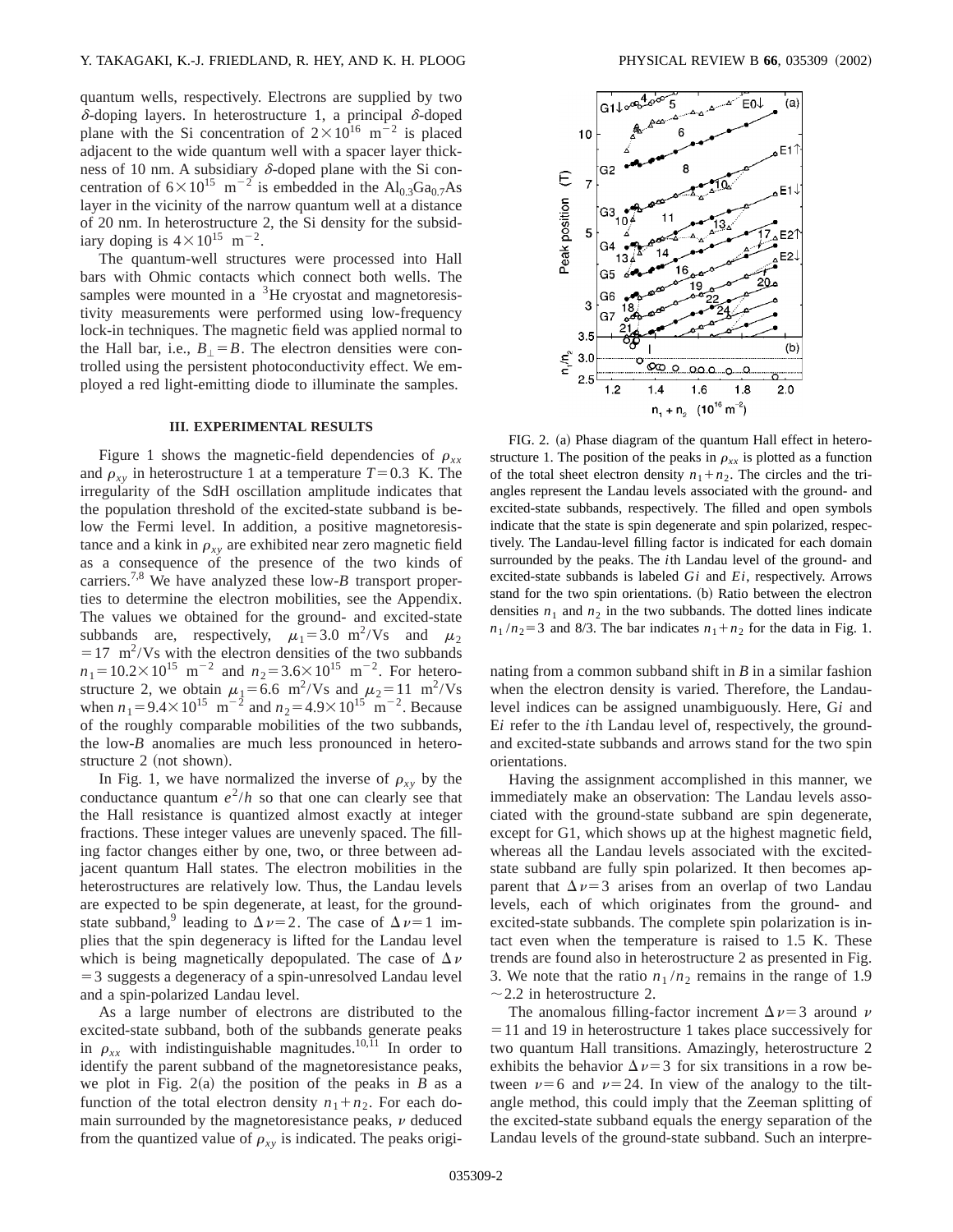quantum wells, respectively. Electrons are supplied by two $\delta$-doping layers. In heterostructure 1, a principal $\delta$-doped plane with the Si concentration of $2\times10^{16}$ m$^{-2}$ is placed adjacent to the wide quantum well with a spacer layer thickness of 10 nm. A subsidiary $\delta$-doped plane with the Si concentration of $6\times10^{15}$ m$^{-2}$ is embedded in the $Al_{0.3}Ga_{0.7}As$ layer in the vicinity of the narrow quantum well at a distance of 20 nm. In heterostructure 2, the Si density for the subsidiary doping is $4\times10^{15}$ m$^{-2}$.

The quantum-well structures were processed into Hall bars with Ohmic contacts which connect both wells. The samples were mounted in a $^3$He cryostat and magnetoresistivity measurements were performed using low-frequency lock-in techniques. The magnetic field was applied normal to the Hall bar, i.e., $B_\perp = B$. The electron densities were controlled using the persistent photoconductivity effect. We employed a red light-emitting diode to illuminate the samples.

### III. EXPERIMENTAL RESULTS

Figure 1 shows the magnetic-field dependencies of $\rho_{xx}$ and $\rho_{xy}$ in heterostructure 1 at a temperature $T=0.3$ K. The irregularity of the SdH oscillation amplitude indicates that the population threshold of the excited-state subband is below the Fermi level. In addition, a positive magnetoresistance and a kink in $\rho_{xy}$ are exhibited near zero magnetic field as a consequence of the presence of the two kinds of carriers.[7,8] We have analyzed these low-$B$ transport properties to determine the electron mobilities, see the Appendix. The values we obtained for the ground- and excited-state subbands are, respectively, $\mu_1=3.0$ m$^2$/Vs and $\mu_2=17$ m$^2$/Vs with the electron densities of the two subbands $n_1=10.2\times10^{15}$ m$^{-2}$ and $n_2=3.6\times10^{15}$ m$^{-2}$. For heterostructure 2, we obtain $\mu_1=6.6$ m$^2$/Vs and $\mu_2=11$ m$^2$/Vs when $n_1=9.4\times10^{15}$ m$^{-2}$ and $n_2=4.9\times10^{15}$ m$^{-2}$. Because of the roughly comparable mobilities of the two subbands, the low-$B$ anomalies are much less pronounced in heterostructure 2 (not shown).

In Fig. 1, we have normalized the inverse of $\rho_{xy}$ by the conductance quantum $e^2/h$ so that one can clearly see that the Hall resistance is quantized almost exactly at integer fractions. These integer values are unevenly spaced. The filling factor changes either by one, two, or three between adjacent quantum Hall states. The electron mobilities in the heterostructures are relatively low. Thus, the Landau levels are expected to be spin degenerate, at least, for the ground-state subband,[9] leading to $\Delta\nu=2$. The case of $\Delta\nu=1$ implies that the spin degeneracy is lifted for the Landau level which is being magnetically depopulated. The case of $\Delta\nu=3$ suggests a degeneracy of a spin-unresolved Landau level and a spin-polarized Landau level.

As a large number of electrons are distributed to the excited-state subband, both of the subbands generate peaks in $\rho_{xx}$ with indistinguishable magnitudes.[10,11] In order to identify the parent subband of the magnetoresistance peaks, we plot in Fig. 2(a) the position of the peaks in $B$ as a function of the total electron density $n_1+n_2$. For each domain surrounded by the magnetoresistance peaks, $\nu$ deduced from the quantized value of $\rho_{xy}$ is indicated. The peaks originating from a common subband shift in $B$ in a similar fashion when the electron density is varied. Therefore, the Landau-level indices can be assigned unambiguously. Here, G$i$ and E$i$ refer to the $i$th Landau level of, respectively, the ground- and excited-state subbands and arrows stand for the two spin orientations.

FIG. 2. (a) Phase diagram of the quantum Hall effect in heterostructure 1. The position of the peaks in $\rho_{xx}$ is plotted as a function of the total sheet electron density $n_1+n_2$. The circles and the triangles represent the Landau levels associated with the ground- and excited-state subbands, respectively. The filled and open symbols indicate that the state is spin degenerate and spin polarized, respectively. The Landau-level filling factor is indicated for each domain surrounded by the peaks. The $i$th Landau level of the ground- and excited-state subbands is labeled $Gi$ and $Ei$, respectively. Arrows stand for the two spin orientations. (b) Ratio between the electron densities $n_1$ and $n_2$ in the two subbands. The dotted lines indicate $n_1/n_2=3$ and 8/3. The bar indicates $n_1+n_2$ for the data in Fig. 1.

Having the assignment accomplished in this manner, we immediately make an observation: The Landau levels associated with the ground-state subband are spin degenerate, except for G1, which shows up at the highest magnetic field, whereas all the Landau levels associated with the excited-state subband are fully spin polarized. It then becomes apparent that $\Delta\nu=3$ arises from an overlap of two Landau levels, each of which originates from the ground- and excited-state subbands. The complete spin polarization is intact even when the temperature is raised to 1.5 K. These trends are found also in heterostructure 2 as presented in Fig. 3. We note that the ratio $n_1/n_2$ remains in the range of 1.9 $\sim$2.2 in heterostructure 2.

The anomalous filling-factor increment $\Delta\nu=3$ around $\nu=11$ and 19 in heterostructure 1 takes place successively for two quantum Hall transitions. Amazingly, heterostructure 2 exhibits the behavior $\Delta\nu=3$ for six transitions in a row between $\nu=6$ and $\nu=24$. In view of the analogy to the tilt-angle method, this could imply that the Zeeman splitting of the excited-state subband equals the energy separation of the Landau levels of the ground-state subband. Such an interpre-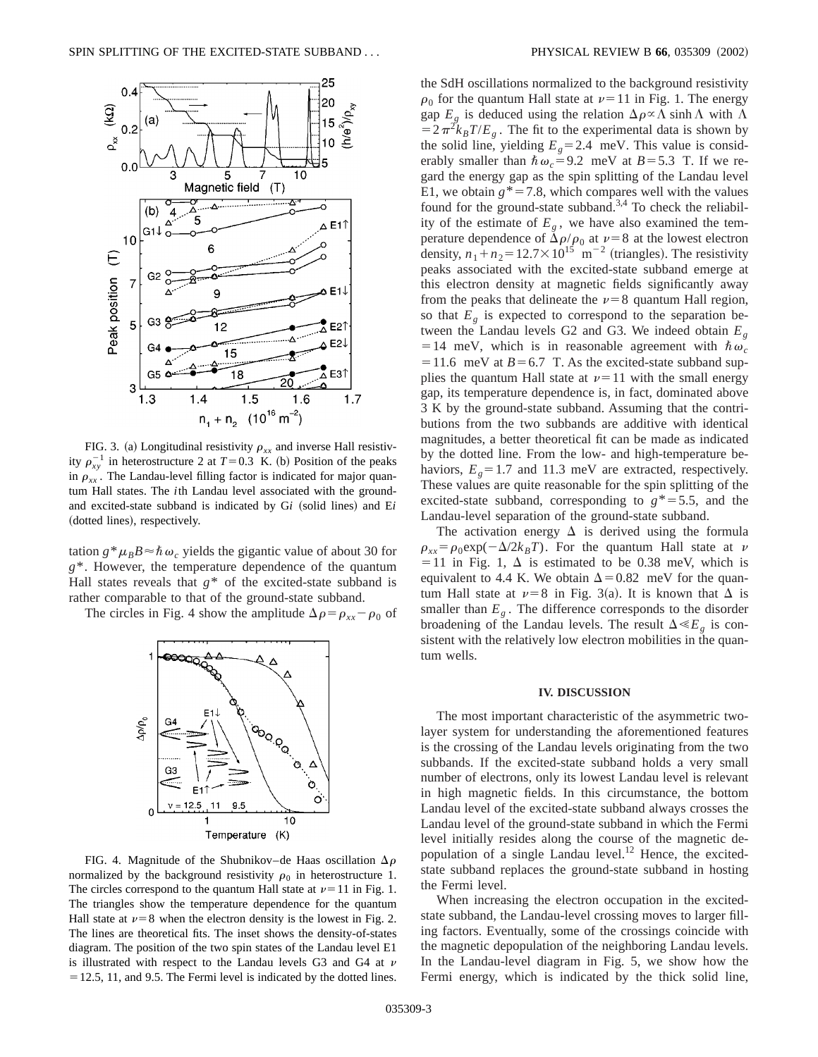FIG. 3. (a) Longitudinal resistivity $\rho_{xx}$ and inverse Hall resistivity $\rho_{xy}^{-1}$ in heterostructure 2 at $T=0.3$ K. (b) Position of the peaks in $\rho_{xx}$. The Landau-level filling factor is indicated for major quantum Hall states. The $i$th Landau level associated with the ground- and excited-state subband is indicated by G$i$ (solid lines) and E$i$ (dotted lines), respectively.

tation $g^*\mu_B B \approx \hbar\omega_c$ yields the gigantic value of about 30 for $g^*$. However, the temperature dependence of the quantum Hall states reveals that $g^*$ of the excited-state subband is rather comparable to that of the ground-state subband.

The circles in Fig. 4 show the amplitude $\Delta\rho = \rho_{xx} - \rho_0$ of the SdH oscillations normalized to the background resistivity $\rho_0$ for the quantum Hall state at $\nu=11$ in Fig. 1. The energy gap $E_g$ is deduced using the relation $\Delta\rho \propto \Lambda \sinh\Lambda$ with $\Lambda = 2\pi^2 k_B T/E_g$. The fit to the experimental data is shown by the solid line, yielding $E_g = 2.4$ meV. This value is considerably smaller than $\hbar\omega_c = 9.2$ meV at $B=5.3$ T. If we regard the energy gap as the spin splitting of the Landau level E1, we obtain $g^* = 7.8$, which compares well with the values found for the ground-state subband.[3,4] To check the reliability of the estimate of $E_g$, we have also examined the temperature dependence of $\Delta\rho/\rho_0$ at $\nu=8$ at the lowest electron density, $n_1 + n_2 = 12.7\times 10^{15}$ m$^{-2}$ (triangles). The resistivity peaks associated with the excited-state subband emerge at this electron density at magnetic fields significantly away from the peaks that delineate the $\nu=8$ quantum Hall region, so that $E_g$ is expected to correspond to the separation between the Landau levels G2 and G3. We indeed obtain $E_g = 14$ meV, which is in reasonable agreement with $\hbar\omega_c = 11.6$ meV at $B=6.7$ T. As the excited-state subband supplies the quantum Hall state at $\nu=11$ with the small energy gap, its temperature dependence is, in fact, dominated above 3 K by the ground-state subband. Assuming that the contributions from the two subbands are additive with identical magnitudes, a better theoretical fit can be made as indicated by the dotted line. From the low- and high-temperature behaviors, $E_g = 1.7$ and 11.3 meV are extracted, respectively. These values are quite reasonable for the spin splitting of the excited-state subband, corresponding to $g^* = 5.5$, and the Landau-level separation of the ground-state subband.

The activation energy $\Delta$ is derived using the formula $\rho_{xx} = \rho_0 \exp(-\Delta/2k_B T)$. For the quantum Hall state at $\nu=11$ in Fig. 1, $\Delta$ is estimated to be 0.38 meV, which is equivalent to 4.4 K. We obtain $\Delta = 0.82$ meV for the quantum Hall state at $\nu=8$ in Fig. 3(a). It is known that $\Delta$ is smaller than $E_g$. The difference corresponds to the disorder broadening of the Landau levels. The result $\Delta \ll E_g$ is consistent with the relatively low electron mobilities in the quantum wells.

FIG. 4. Magnitude of the Shubnikov–de Haas oscillation $\Delta\rho$ normalized by the background resistivity $\rho_0$ in heterostructure 1. The circles correspond to the quantum Hall state at $\nu=11$ in Fig. 1. The triangles show the temperature dependence for the quantum Hall state at $\nu=8$ when the electron density is the lowest in Fig. 2. The lines are theoretical fits. The inset shows the density-of-states diagram. The position of the two spin states of the Landau level E1 is illustrated with respect to the Landau levels G3 and G4 at $\nu=12.5$, 11, and 9.5. The Fermi level is indicated by the dotted lines.

## IV. DISCUSSION

The most important characteristic of the asymmetric two-layer system for understanding the aforementioned features is the crossing of the Landau levels originating from the two subbands. If the excited-state subband holds a very small number of electrons, only its lowest Landau level is relevant in high magnetic fields. In this circumstance, the bottom Landau level of the excited-state subband always crosses the Landau level of the ground-state subband in which the Fermi level initially resides along the course of the magnetic depopulation of a single Landau level.[12] Hence, the excited-state subband replaces the ground-state subband in hosting the Fermi level.

When increasing the electron occupation in the excited-state subband, the Landau-level crossing moves to larger filling factors. Eventually, some of the crossings coincide with the magnetic depopulation of the neighboring Landau levels. In the Landau-level diagram in Fig. 5, we show how the Fermi energy, which is indicated by the thick solid line,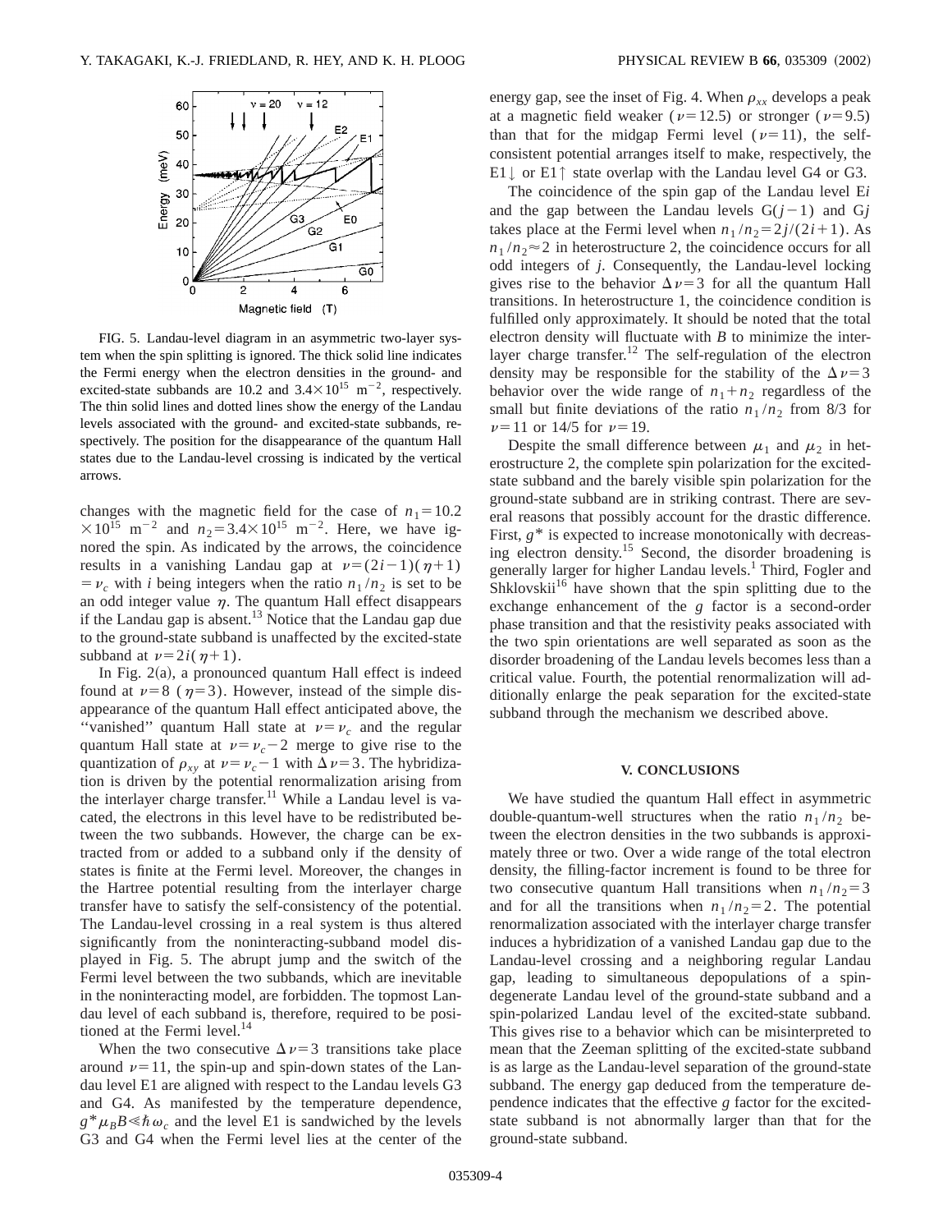FIG. 5. Landau-level diagram in an asymmetric two-layer system when the spin splitting is ignored. The thick solid line indicates the Fermi energy when the electron densities in the ground- and excited-state subbands are 10.2 and $3.4\times10^{15}$ m$^{-2}$, respectively. The thin solid lines and dotted lines show the energy of the Landau levels associated with the ground- and excited-state subbands, respectively. The position for the disappearance of the quantum Hall states due to the Landau-level crossing is indicated by the vertical arrows.

changes with the magnetic field for the case of $n_1=10.2\times10^{15}$ m$^{-2}$ and $n_2=3.4\times10^{15}$ m$^{-2}$. Here, we have ignored the spin. As indicated by the arrows, the coincidence results in a vanishing Landau gap at $\nu=(2i-1)(\eta+1)=\nu_c$ with $i$ being integers when the ratio $n_1/n_2$ is set to be an odd integer value $\eta$. The quantum Hall effect disappears if the Landau gap is absent.[13] Notice that the Landau gap due to the ground-state subband is unaffected by the excited-state subband at $\nu=2i(\eta+1)$.

In Fig. 2(a), a pronounced quantum Hall effect is indeed found at $\nu=8$ ($\eta=3$). However, instead of the simple disappearance of the quantum Hall effect anticipated above, the "vanished" quantum Hall state at $\nu=\nu_c$ and the regular quantum Hall state at $\nu=\nu_c-2$ merge to give rise to the quantization of $\rho_{xy}$ at $\nu=\nu_c-1$ with $\Delta\nu=3$. The hybridization is driven by the potential renormalization arising from the interlayer charge transfer.[11] While a Landau level is vacated, the electrons in this level have to be redistributed between the two subbands. However, the charge can be extracted from or added to a subband only if the density of states is finite at the Fermi level. Moreover, the changes in the Hartree potential resulting from the interlayer charge transfer have to satisfy the self-consistency of the potential. The Landau-level crossing in a real system is thus altered significantly from the noninteracting-subband model displayed in Fig. 5. The abrupt jump and the switch of the Fermi level between the two subbands, which are inevitable in the noninteracting model, are forbidden. The topmost Landau level of each subband is, therefore, required to be positioned at the Fermi level.[14]

When the two consecutive $\Delta\nu=3$ transitions take place around $\nu=11$, the spin-up and spin-down states of the Landau level E1 are aligned with respect to the Landau levels G3 and G4. As manifested by the temperature dependence, $g^*\mu_B B \ll \hbar\omega_c$ and the level E1 is sandwiched by the levels G3 and G4 when the Fermi level lies at the center of the energy gap, see the inset of Fig. 4. When $\rho_{xx}$ develops a peak at a magnetic field weaker ($\nu=12.5$) or stronger ($\nu=9.5$) than that for the midgap Fermi level ($\nu=11$), the self-consistent potential arranges itself to make, respectively, the E1$\downarrow$ or E1$\uparrow$ state overlap with the Landau level G4 or G3.

The coincidence of the spin gap of the Landau level E$i$ and the gap between the Landau levels G$(j-1)$ and G$j$ takes place at the Fermi level when $n_1/n_2=2j/(2i+1)$. As $n_1/n_2\approx2$ in heterostructure 2, the coincidence occurs for all odd integers of $j$. Consequently, the Landau-level locking gives rise to the behavior $\Delta\nu=3$ for all the quantum Hall transitions. In heterostructure 1, the coincidence condition is fulfilled only approximately. It should be noted that the total electron density will fluctuate with $B$ to minimize the interlayer charge transfer.[12] The self-regulation of the electron density may be responsible for the stability of the $\Delta\nu=3$ behavior over the wide range of $n_1+n_2$ regardless of the small but finite deviations of the ratio $n_1/n_2$ from 8/3 for $\nu=11$ or 14/5 for $\nu=19$.

Despite the small difference between $\mu_1$ and $\mu_2$ in heterostructure 2, the complete spin polarization for the excited-state subband and the barely visible spin polarization for the ground-state subband are in striking contrast. There are several reasons that possibly account for the drastic difference. First, $g^*$ is expected to increase monotonically with decreasing electron density.[15] Second, the disorder broadening is generally larger for higher Landau levels.[1] Third, Fogler and Shklovskii[16] have shown that the spin splitting due to the exchange enhancement of the $g$ factor is a second-order phase transition and that the resistivity peaks associated with the two spin orientations are well separated as soon as the disorder broadening of the Landau levels becomes less than a critical value. Fourth, the potential renormalization will additionally enlarge the peak separation for the excited-state subband through the mechanism we described above.

## V. CONCLUSIONS

We have studied the quantum Hall effect in asymmetric double-quantum-well structures when the ratio $n_1/n_2$ between the electron densities in the two subbands is approximately three or two. Over a wide range of the total electron density, the filling-factor increment is found to be three for two consecutive quantum Hall transitions when $n_1/n_2=3$ and for all the transitions when $n_1/n_2=2$. The potential renormalization associated with the interlayer charge transfer induces a hybridization of a vanished Landau gap due to the Landau-level crossing and a neighboring regular Landau gap, leading to simultaneous depopulations of a spin-degenerate Landau level of the ground-state subband and a spin-polarized Landau level of the excited-state subband. This gives rise to a behavior which can be misinterpreted to mean that the Zeeman splitting of the excited-state subband is as large as the Landau-level separation of the ground-state subband. The energy gap deduced from the temperature dependence indicates that the effective $g$ factor for the excited-state subband is not abnormally larger than that for the ground-state subband.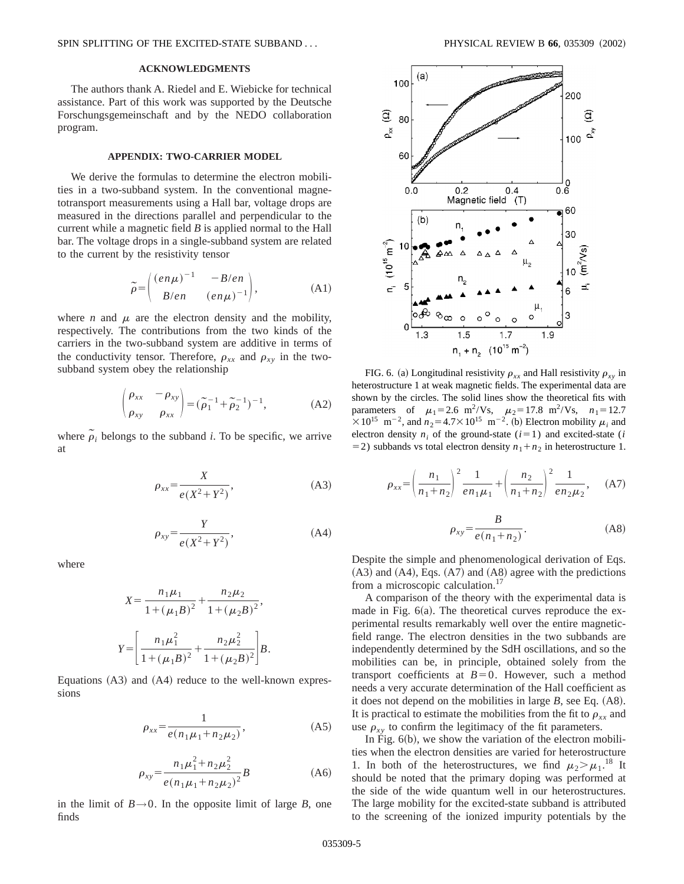## ACKNOWLEDGMENTS

The authors thank A. Riedel and E. Wiebicke for technical assistance. Part of this work was supported by the Deutsche Forschungsgemeinschaft and by the NEDO collaboration program.

## APPENDIX: TWO-CARRIER MODEL

We derive the formulas to determine the electron mobilities in a two-subband system. In the conventional magnetotransport measurements using a Hall bar, voltage drops are measured in the directions parallel and perpendicular to the current while a magnetic field $B$ is applied normal to the Hall bar. The voltage drops in a single-subband system are related to the current by the resistivity tensor

$$\tilde{\rho} = \begin{pmatrix} (en\mu)^{-1} & -B/en \\ B/en & (en\mu)^{-1} \end{pmatrix}, \tag{A1}$$

where $n$ and $\mu$ are the electron density and the mobility, respectively. The contributions from the two kinds of the carriers in the two-subband system are additive in terms of the conductivity tensor. Therefore, $\rho_{xx}$ and $\rho_{xy}$ in the two-subband system obey the relationship

$$\begin{pmatrix} \rho_{xx} & -\rho_{xy} \\ \rho_{xy} & \rho_{xx} \end{pmatrix} = (\tilde{\rho}_1^{-1} + \tilde{\rho}_2^{-1})^{-1}, \tag{A2}$$

where $\tilde{\rho}_i$ belongs to the subband $i$. To be specific, we arrive at

$$\rho_{xx} = \frac{X}{e(X^2+Y^2)}, \tag{A3}$$

$$\rho_{xy} = \frac{Y}{e(X^2+Y^2)}, \tag{A4}$$

where

$$X = \frac{n_1\mu_1}{1+(\mu_1 B)^2} + \frac{n_2\mu_2}{1+(\mu_2 B)^2},$$

$$Y = \left[\frac{n_1\mu_1^2}{1+(\mu_1 B)^2} + \frac{n_2\mu_2^2}{1+(\mu_2 B)^2}\right] B.$$

Equations (A3) and (A4) reduce to the well-known expressions

$$\rho_{xx} = \frac{1}{e(n_1\mu_1 + n_2\mu_2)}, \tag{A5}$$

$$\rho_{xy} = \frac{n_1\mu_1^2 + n_2\mu_2^2}{e(n_1\mu_1+n_2\mu_2)^2} B \tag{A6}$$

in the limit of $B \to 0$. In the opposite limit of large $B$, one finds

FIG. 6. (a) Longitudinal resistivity $\rho_{xx}$ and Hall resistivity $\rho_{xy}$ in heterostructure 1 at weak magnetic fields. The experimental data are shown by the circles. The solid lines show the theoretical fits with parameters of $\mu_1 = 2.6\ \mathrm{m^2/Vs}$, $\mu_2 = 17.8\ \mathrm{m^2/Vs}$, $n_1 = 12.7 \times 10^{15}\ \mathrm{m^{-2}}$, and $n_2 = 4.7 \times 10^{15}\ \mathrm{m^{-2}}$. (b) Electron mobility $\mu_i$ and electron density $n_i$ of the ground-state ($i=1$) and excited-state ($i=2$) subbands vs total electron density $n_1+n_2$ in heterostructure 1.

$$\rho_{xx} = \left(\frac{n_1}{n_1+n_2}\right)^2 \frac{1}{en_1\mu_1} + \left(\frac{n_2}{n_1+n_2}\right)^2 \frac{1}{en_2\mu_2}, \tag{A7}$$

$$\rho_{xy} = \frac{B}{e(n_1+n_2)}. \tag{A8}$$

Despite the simple and phenomenological derivation of Eqs. (A3) and (A4), Eqs. (A7) and (A8) agree with the predictions from a microscopic calculation.[17]

A comparison of the theory with the experimental data is made in Fig. 6(a). The theoretical curves reproduce the experimental results remarkably well over the entire magnetic-field range. The electron densities in the two subbands are independently determined by the SdH oscillations, and so the mobilities can be, in principle, obtained solely from the transport coefficients at $B=0$. However, such a method needs a very accurate determination of the Hall coefficient as it does not depend on the mobilities in large $B$, see Eq. (A8). It is practical to estimate the mobilities from the fit to $\rho_{xx}$ and use $\rho_{xy}$ to confirm the legitimacy of the fit parameters.

In Fig. 6(b), we show the variation of the electron mobilities when the electron densities are varied for heterostructure 1. In both of the heterostructures, we find $\mu_2 > \mu_1$.[18] It should be noted that the primary doping was performed at the side of the wide quantum well in our heterostructures. The large mobility for the excited-state subband is attributed to the screening of the ionized impurity potentials by the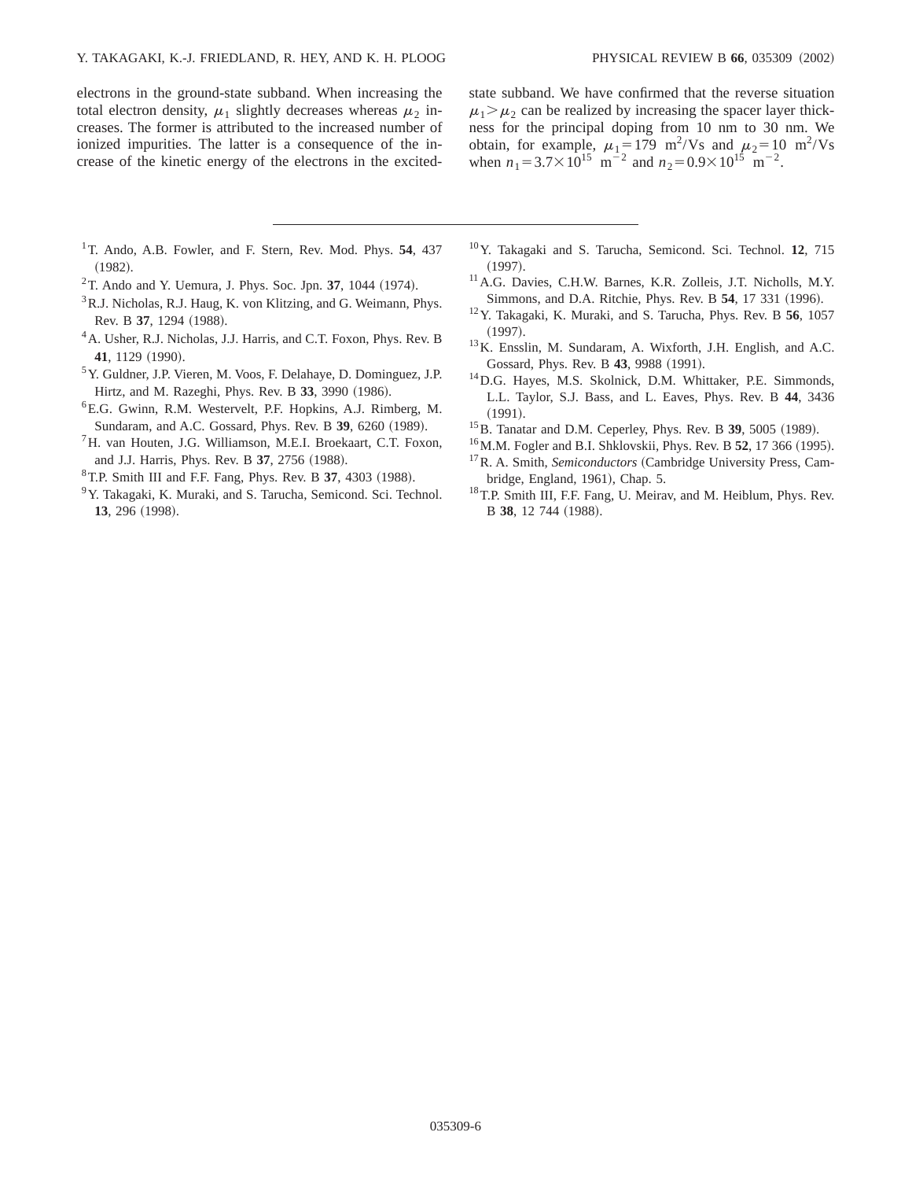electrons in the ground-state subband. When increasing the total electron density, $\mu_1$ slightly decreases whereas $\mu_2$ increases. The former is attributed to the increased number of ionized impurities. The latter is a consequence of the increase of the kinetic energy of the electrons in the excited-state subband. We have confirmed that the reverse situation $\mu_1 > \mu_2$ can be realized by increasing the spacer layer thickness for the principal doping from 10 nm to 30 nm. We obtain, for example, $\mu_1 = 179\ \mathrm{m^2/Vs}$ and $\mu_2 = 10\ \mathrm{m^2/Vs}$ when $n_1 = 3.7\times10^{15}\ \mathrm{m^{-2}}$ and $n_2 = 0.9\times10^{15}\ \mathrm{m^{-2}}$.

---

[1] T. Ando, A.B. Fowler, and F. Stern, Rev. Mod. Phys. **54**, 437 (1982).

[2] T. Ando and Y. Uemura, J. Phys. Soc. Jpn. **37**, 1044 (1974).

[3] R.J. Nicholas, R.J. Haug, K. von Klitzing, and G. Weimann, Phys. Rev. B **37**, 1294 (1988).

[4] A. Usher, R.J. Nicholas, J.J. Harris, and C.T. Foxon, Phys. Rev. B **41**, 1129 (1990).

[5] Y. Guldner, J.P. Vieren, M. Voos, F. Delahaye, D. Dominguez, J.P. Hirtz, and M. Razeghi, Phys. Rev. B **33**, 3990 (1986).

[6] E.G. Gwinn, R.M. Westervelt, P.F. Hopkins, A.J. Rimberg, M. Sundaram, and A.C. Gossard, Phys. Rev. B **39**, 6260 (1989).

[7] H. van Houten, J.G. Williamson, M.E.I. Broekaart, C.T. Foxon, and J.J. Harris, Phys. Rev. B **37**, 2756 (1988).

[8] T.P. Smith III and F.F. Fang, Phys. Rev. B **37**, 4303 (1988).

[9] Y. Takagaki, K. Muraki, and S. Tarucha, Semicond. Sci. Technol. **13**, 296 (1998).

[10] Y. Takagaki and S. Tarucha, Semicond. Sci. Technol. **12**, 715 (1997).

[11] A.G. Davies, C.H.W. Barnes, K.R. Zolleis, J.T. Nicholls, M.Y. Simmons, and D.A. Ritchie, Phys. Rev. B **54**, 17 331 (1996).

[12] Y. Takagaki, K. Muraki, and S. Tarucha, Phys. Rev. B **56**, 1057 (1997).

[13] K. Ensslin, M. Sundaram, A. Wixforth, J.H. English, and A.C. Gossard, Phys. Rev. B **43**, 9988 (1991).

[14] D.G. Hayes, M.S. Skolnick, D.M. Whittaker, P.E. Simmonds, L.L. Taylor, S.J. Bass, and L. Eaves, Phys. Rev. B **44**, 3436 (1991).

[15] B. Tanatar and D.M. Ceperley, Phys. Rev. B **39**, 5005 (1989).

[16] M.M. Fogler and B.I. Shklovskii, Phys. Rev. B **52**, 17 366 (1995).

[17] R. A. Smith, *Semiconductors* (Cambridge University Press, Cambridge, England, 1961), Chap. 5.

[18] T.P. Smith III, F.F. Fang, U. Meirav, and M. Heiblum, Phys. Rev. B **38**, 12 744 (1988).